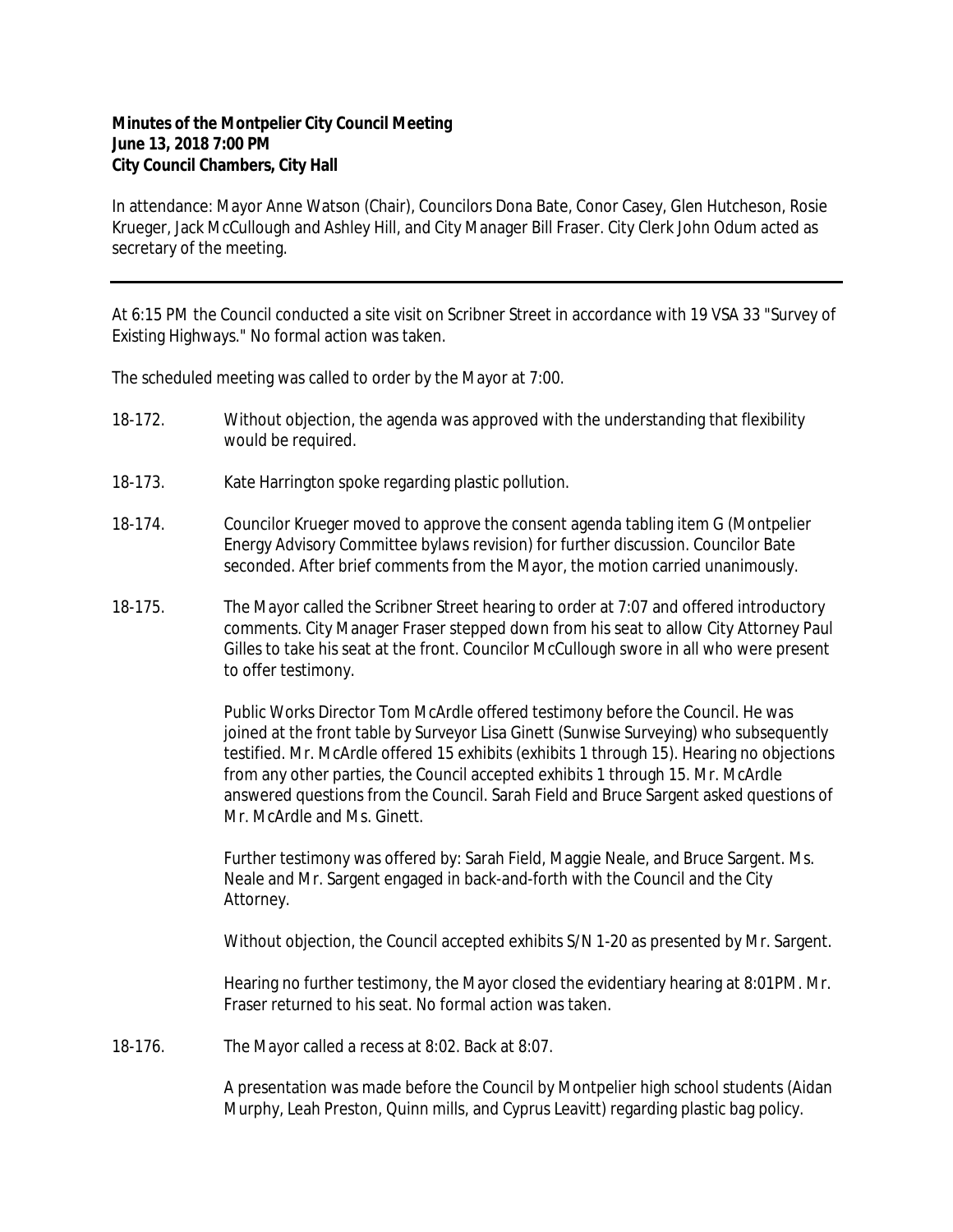**Minutes of the Montpelier City Council Meeting**
**June 13, 2018 7:00 PM**
**City Council Chambers, City Hall**

In attendance: Mayor Anne Watson (Chair), Councilors Dona Bate, Conor Casey, Glen Hutcheson, Rosie Krueger, Jack McCullough and Ashley Hill, and City Manager Bill Fraser. City Clerk John Odum acted as secretary of the meeting.

---

At 6:15 PM the Council conducted a site visit on Scribner Street in accordance with 19 VSA 33 "Survey of Existing Highways." No formal action was taken.

The scheduled meeting was called to order by the Mayor at 7:00.

18-172. Without objection, the agenda was approved with the understanding that flexibility would be required.

18-173. Kate Harrington spoke regarding plastic pollution.

18-174. Councilor Krueger moved to approve the consent agenda tabling item G (Montpelier Energy Advisory Committee bylaws revision) for further discussion. Councilor Bate seconded. After brief comments from the Mayor, the motion carried unanimously.

18-175. The Mayor called the Scribner Street hearing to order at 7:07 and offered introductory comments. City Manager Fraser stepped down from his seat to allow City Attorney Paul Gilles to take his seat at the front. Councilor McCullough swore in all who were present to offer testimony.

Public Works Director Tom McArdle offered testimony before the Council. He was joined at the front table by Surveyor Lisa Ginett (Sunwise Surveying) who subsequently testified. Mr. McArdle offered 15 exhibits (exhibits 1 through 15). Hearing no objections from any other parties, the Council accepted exhibits 1 through 15. Mr. McArdle answered questions from the Council. Sarah Field and Bruce Sargent asked questions of Mr. McArdle and Ms. Ginett.

Further testimony was offered by: Sarah Field, Maggie Neale, and Bruce Sargent. Ms. Neale and Mr. Sargent engaged in back-and-forth with the Council and the City Attorney.

Without objection, the Council accepted exhibits S/N 1-20 as presented by Mr. Sargent.

Hearing no further testimony, the Mayor closed the evidentiary hearing at 8:01PM. Mr. Fraser returned to his seat. No formal action was taken.

18-176. The Mayor called a recess at 8:02. Back at 8:07.

A presentation was made before the Council by Montpelier high school students (Aidan Murphy, Leah Preston, Quinn mills, and Cyprus Leavitt) regarding plastic bag policy.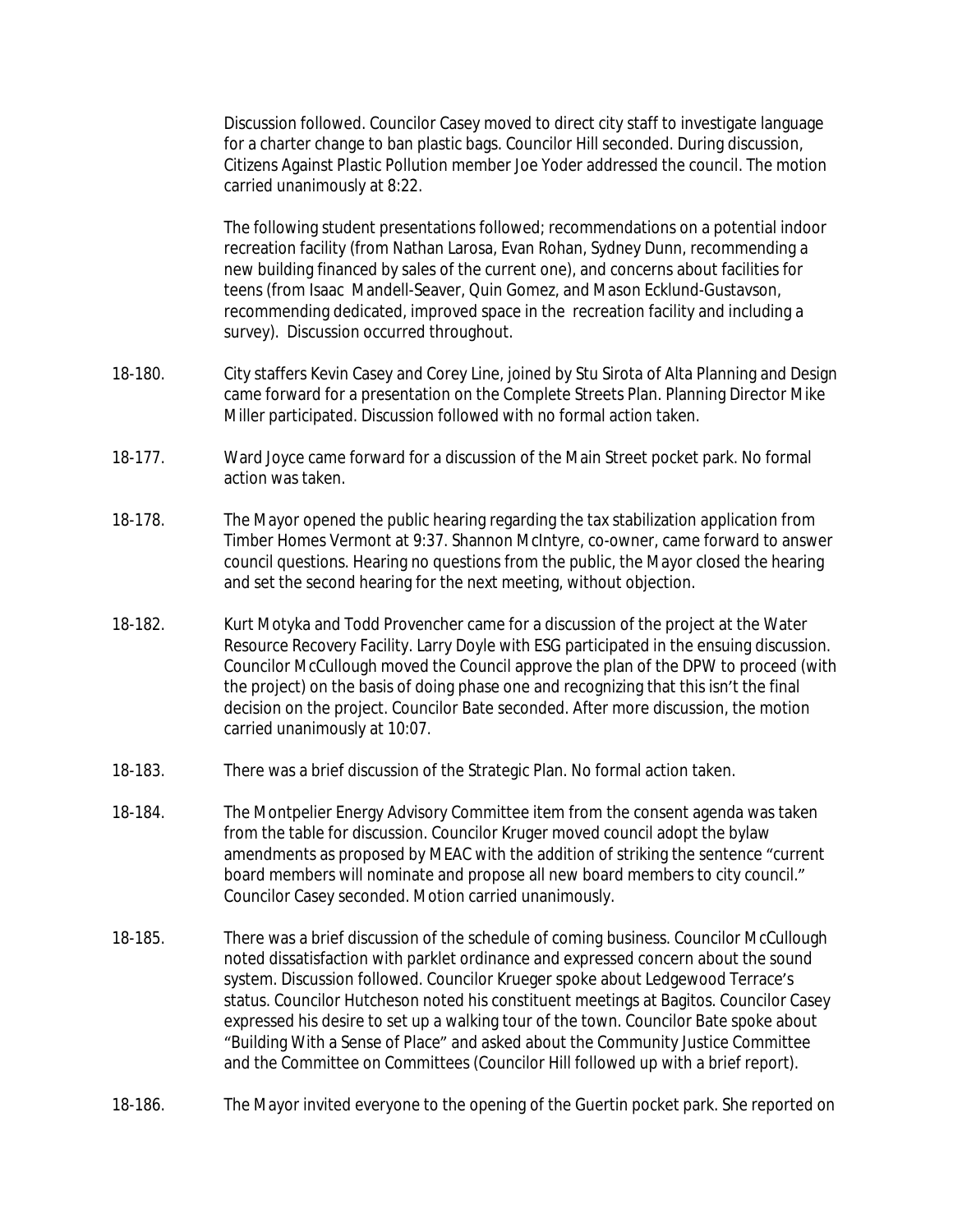Discussion followed. Councilor Casey moved to direct city staff to investigate language for a charter change to ban plastic bags. Councilor Hill seconded. During discussion, Citizens Against Plastic Pollution member Joe Yoder addressed the council. The motion carried unanimously at 8:22.

The following student presentations followed; recommendations on a potential indoor recreation facility (from Nathan Larosa, Evan Rohan, Sydney Dunn, recommending a new building financed by sales of the current one), and concerns about facilities for teens (from Isaac Mandell-Seaver, Quin Gomez, and Mason Ecklund-Gustavson, recommending dedicated, improved space in the recreation facility and including a survey). Discussion occurred throughout.

18-180. City staffers Kevin Casey and Corey Line, joined by Stu Sirota of Alta Planning and Design came forward for a presentation on the Complete Streets Plan. Planning Director Mike Miller participated. Discussion followed with no formal action taken.

18-177. Ward Joyce came forward for a discussion of the Main Street pocket park. No formal action was taken.

18-178. The Mayor opened the public hearing regarding the tax stabilization application from Timber Homes Vermont at 9:37. Shannon McIntyre, co-owner, came forward to answer council questions. Hearing no questions from the public, the Mayor closed the hearing and set the second hearing for the next meeting, without objection.

18-182. Kurt Motyka and Todd Provencher came for a discussion of the project at the Water Resource Recovery Facility. Larry Doyle with ESG participated in the ensuing discussion. Councilor McCullough moved the Council approve the plan of the DPW to proceed (with the project) on the basis of doing phase one and recognizing that this isn't the final decision on the project. Councilor Bate seconded. After more discussion, the motion carried unanimously at 10:07.

18-183. There was a brief discussion of the Strategic Plan. No formal action taken.

18-184. The Montpelier Energy Advisory Committee item from the consent agenda was taken from the table for discussion. Councilor Kruger moved council adopt the bylaw amendments as proposed by MEAC with the addition of striking the sentence "current board members will nominate and propose all new board members to city council." Councilor Casey seconded. Motion carried unanimously.

18-185. There was a brief discussion of the schedule of coming business. Councilor McCullough noted dissatisfaction with parklet ordinance and expressed concern about the sound system. Discussion followed. Councilor Krueger spoke about Ledgewood Terrace's status. Councilor Hutcheson noted his constituent meetings at Bagitos. Councilor Casey expressed his desire to set up a walking tour of the town. Councilor Bate spoke about "Building With a Sense of Place" and asked about the Community Justice Committee and the Committee on Committees (Councilor Hill followed up with a brief report).

18-186. The Mayor invited everyone to the opening of the Guertin pocket park. She reported on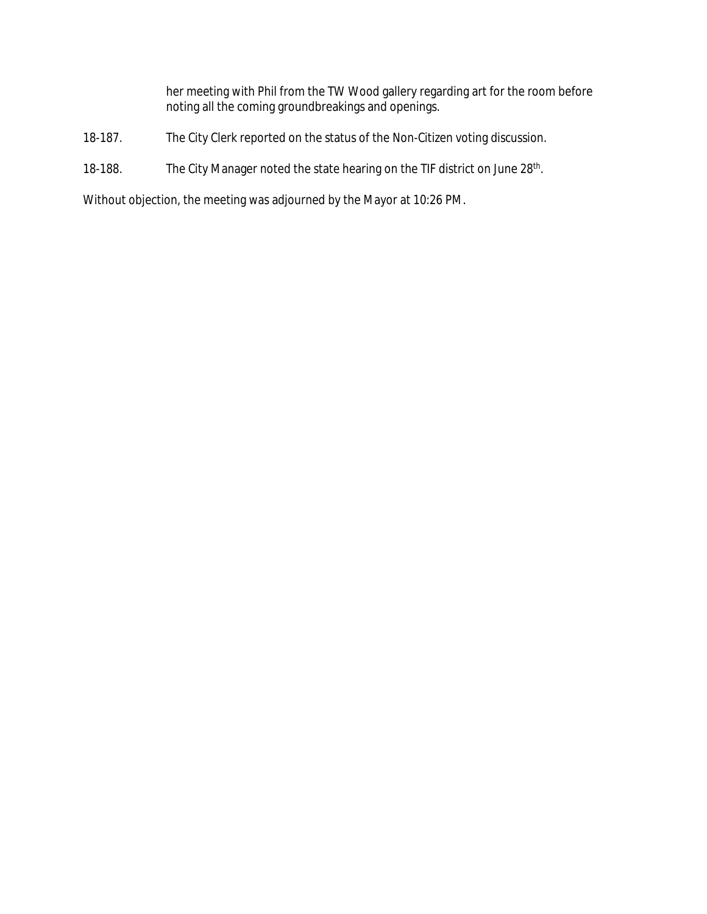her meeting with Phil from the TW Wood gallery regarding art for the room before noting all the coming groundbreakings and openings.

18-187. The City Clerk reported on the status of the Non-Citizen voting discussion.

18-188. The City Manager noted the state hearing on the TIF district on June 28th.

Without objection, the meeting was adjourned by the Mayor at 10:26 PM.